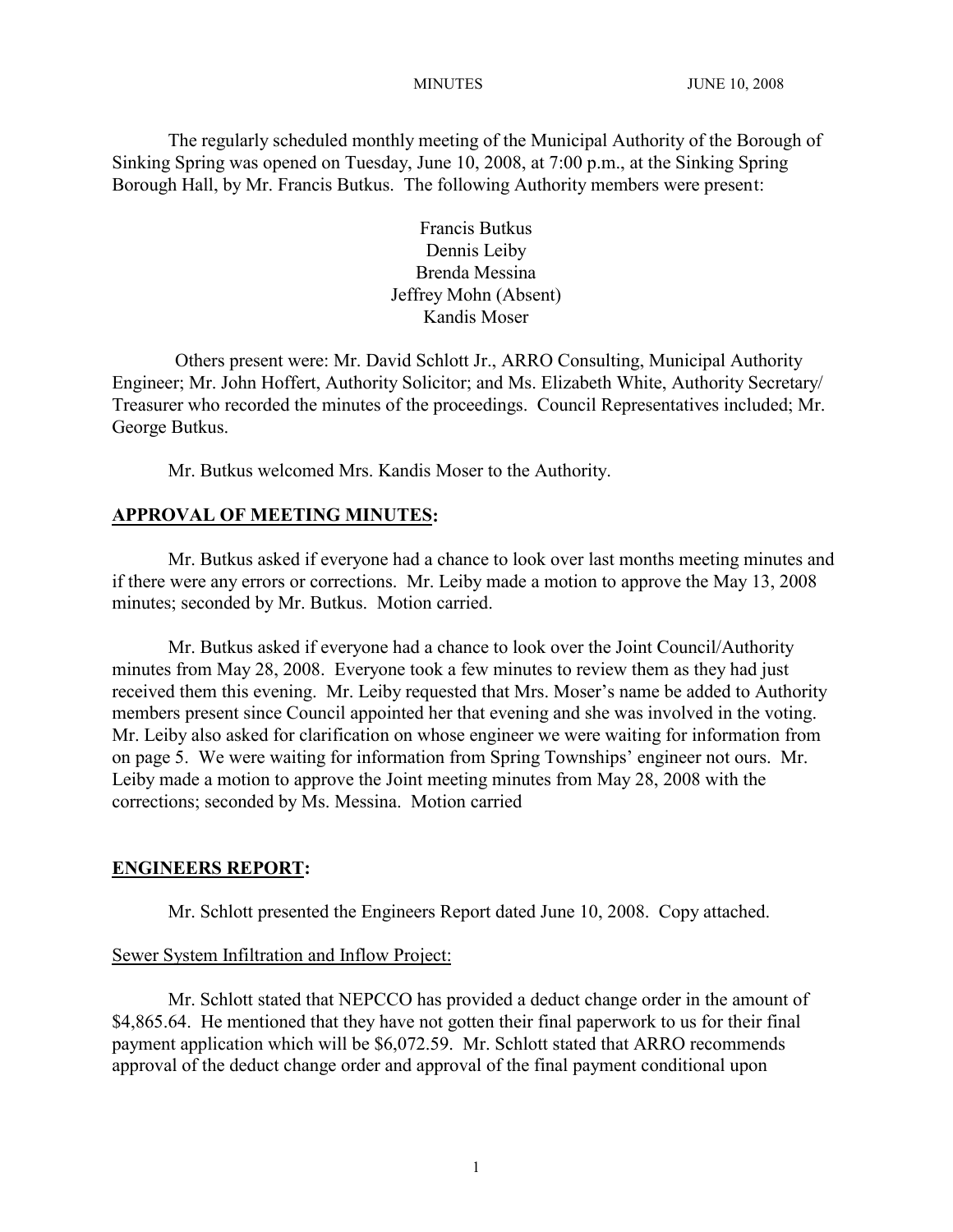The regularly scheduled monthly meeting of the Municipal Authority of the Borough of Sinking Spring was opened on Tuesday, June 10, 2008, at 7:00 p.m., at the Sinking Spring Borough Hall, by Mr. Francis Butkus. The following Authority members were present:

Francis Butkus
Dennis Leiby
Brenda Messina
Jeffrey Mohn (Absent)
Kandis Moser

Others present were: Mr. David Schlott Jr., ARRO Consulting, Municipal Authority Engineer; Mr. John Hoffert, Authority Solicitor; and Ms. Elizabeth White, Authority Secretary/ Treasurer who recorded the minutes of the proceedings. Council Representatives included; Mr. George Butkus.

Mr. Butkus welcomed Mrs. Kandis Moser to the Authority.

## APPROVAL OF MEETING MINUTES:

Mr. Butkus asked if everyone had a chance to look over last months meeting minutes and if there were any errors or corrections. Mr. Leiby made a motion to approve the May 13, 2008 minutes; seconded by Mr. Butkus. Motion carried.

Mr. Butkus asked if everyone had a chance to look over the Joint Council/Authority minutes from May 28, 2008. Everyone took a few minutes to review them as they had just received them this evening. Mr. Leiby requested that Mrs. Moser's name be added to Authority members present since Council appointed her that evening and she was involved in the voting. Mr. Leiby also asked for clarification on whose engineer we were waiting for information from on page 5. We were waiting for information from Spring Townships' engineer not ours. Mr. Leiby made a motion to approve the Joint meeting minutes from May 28, 2008 with the corrections; seconded by Ms. Messina. Motion carried

## ENGINEERS REPORT:

Mr. Schlott presented the Engineers Report dated June 10, 2008. Copy attached.

Sewer System Infiltration and Inflow Project:

Mr. Schlott stated that NEPCCO has provided a deduct change order in the amount of $4,865.64. He mentioned that they have not gotten their final paperwork to us for their final payment application which will be $6,072.59. Mr. Schlott stated that ARRO recommends approval of the deduct change order and approval of the final payment conditional upon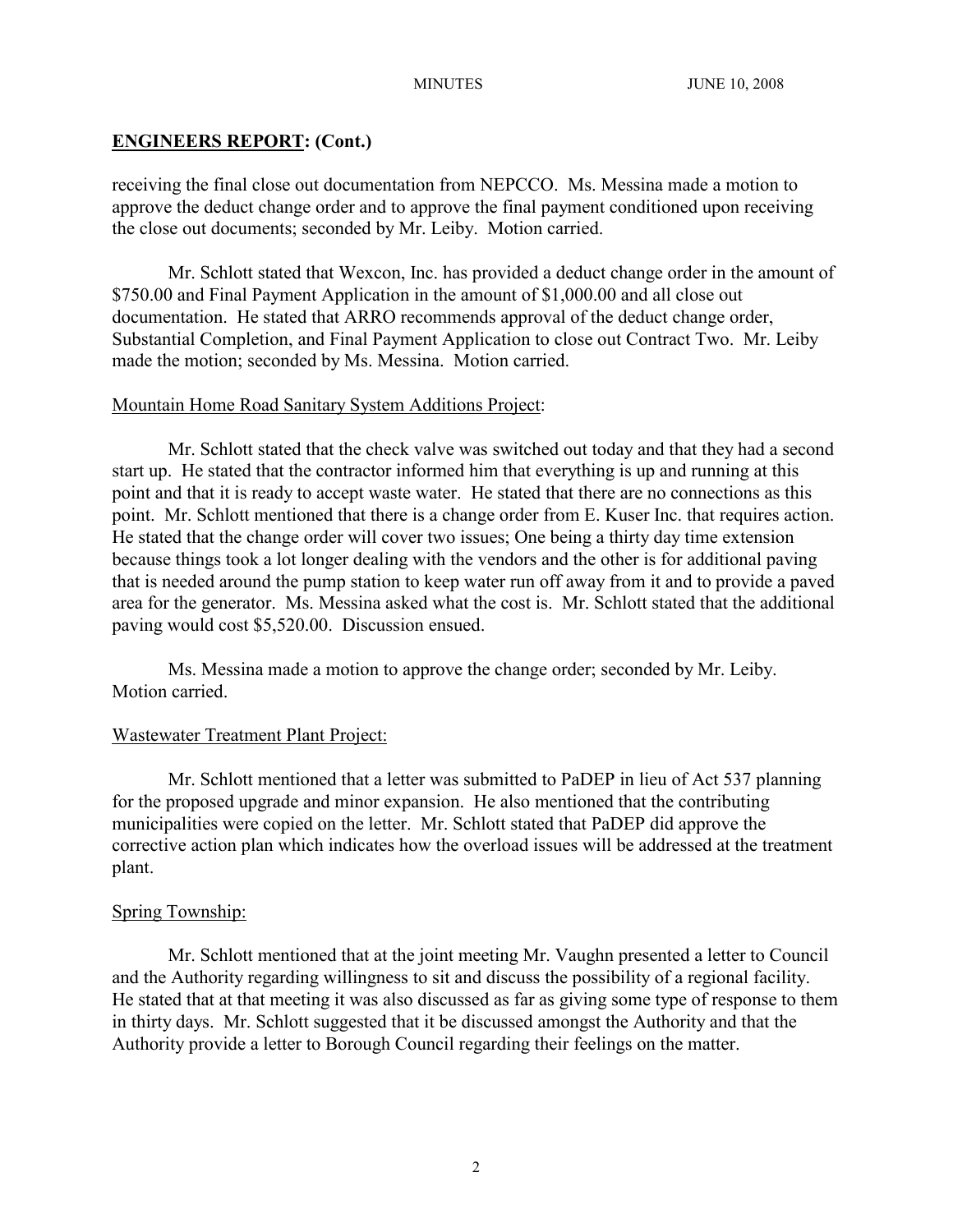## ENGINEERS REPORT: (Cont.)

receiving the final close out documentation from NEPCCO. Ms. Messina made a motion to approve the deduct change order and to approve the final payment conditioned upon receiving the close out documents; seconded by Mr. Leiby. Motion carried.

Mr. Schlott stated that Wexcon, Inc. has provided a deduct change order in the amount of $750.00 and Final Payment Application in the amount of $1,000.00 and all close out documentation. He stated that ARRO recommends approval of the deduct change order, Substantial Completion, and Final Payment Application to close out Contract Two. Mr. Leiby made the motion; seconded by Ms. Messina. Motion carried.

Mountain Home Road Sanitary System Additions Project:

Mr. Schlott stated that the check valve was switched out today and that they had a second start up. He stated that the contractor informed him that everything is up and running at this point and that it is ready to accept waste water. He stated that there are no connections as this point. Mr. Schlott mentioned that there is a change order from E. Kuser Inc. that requires action. He stated that the change order will cover two issues; One being a thirty day time extension because things took a lot longer dealing with the vendors and the other is for additional paving that is needed around the pump station to keep water run off away from it and to provide a paved area for the generator. Ms. Messina asked what the cost is. Mr. Schlott stated that the additional paving would cost $5,520.00. Discussion ensued.

Ms. Messina made a motion to approve the change order; seconded by Mr. Leiby. Motion carried.

Wastewater Treatment Plant Project:

Mr. Schlott mentioned that a letter was submitted to PaDEP in lieu of Act 537 planning for the proposed upgrade and minor expansion. He also mentioned that the contributing municipalities were copied on the letter. Mr. Schlott stated that PaDEP did approve the corrective action plan which indicates how the overload issues will be addressed at the treatment plant.

Spring Township:

Mr. Schlott mentioned that at the joint meeting Mr. Vaughn presented a letter to Council and the Authority regarding willingness to sit and discuss the possibility of a regional facility. He stated that at that meeting it was also discussed as far as giving some type of response to them in thirty days. Mr. Schlott suggested that it be discussed amongst the Authority and that the Authority provide a letter to Borough Council regarding their feelings on the matter.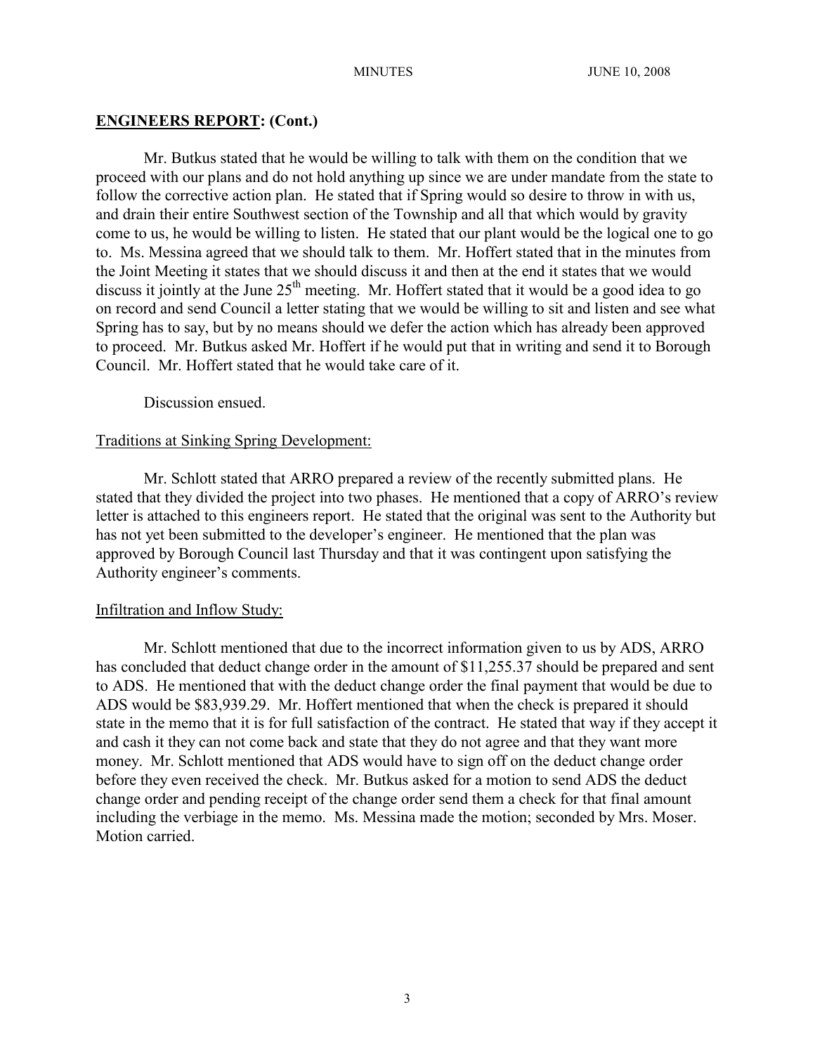## ENGINEERS REPORT: (Cont.)

Mr. Butkus stated that he would be willing to talk with them on the condition that we proceed with our plans and do not hold anything up since we are under mandate from the state to follow the corrective action plan. He stated that if Spring would so desire to throw in with us, and drain their entire Southwest section of the Township and all that which would by gravity come to us, he would be willing to listen. He stated that our plant would be the logical one to go to. Ms. Messina agreed that we should talk to them. Mr. Hoffert stated that in the minutes from the Joint Meeting it states that we should discuss it and then at the end it states that we would discuss it jointly at the June 25th meeting. Mr. Hoffert stated that it would be a good idea to go on record and send Council a letter stating that we would be willing to sit and listen and see what Spring has to say, but by no means should we defer the action which has already been approved to proceed. Mr. Butkus asked Mr. Hoffert if he would put that in writing and send it to Borough Council. Mr. Hoffert stated that he would take care of it.

Discussion ensued.

### Traditions at Sinking Spring Development:

Mr. Schlott stated that ARRO prepared a review of the recently submitted plans. He stated that they divided the project into two phases. He mentioned that a copy of ARRO's review letter is attached to this engineers report. He stated that the original was sent to the Authority but has not yet been submitted to the developer's engineer. He mentioned that the plan was approved by Borough Council last Thursday and that it was contingent upon satisfying the Authority engineer's comments.

### Infiltration and Inflow Study:

Mr. Schlott mentioned that due to the incorrect information given to us by ADS, ARRO has concluded that deduct change order in the amount of $11,255.37 should be prepared and sent to ADS. He mentioned that with the deduct change order the final payment that would be due to ADS would be $83,939.29. Mr. Hoffert mentioned that when the check is prepared it should state in the memo that it is for full satisfaction of the contract. He stated that way if they accept it and cash it they can not come back and state that they do not agree and that they want more money. Mr. Schlott mentioned that ADS would have to sign off on the deduct change order before they even received the check. Mr. Butkus asked for a motion to send ADS the deduct change order and pending receipt of the change order send them a check for that final amount including the verbiage in the memo. Ms. Messina made the motion; seconded by Mrs. Moser. Motion carried.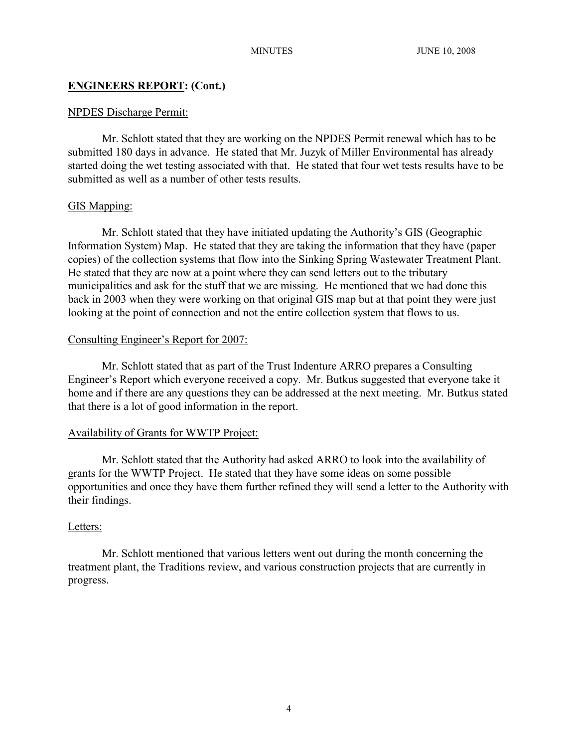## **ENGINEERS REPORT: (Cont.)**

### NPDES Discharge Permit:

Mr. Schlott stated that they are working on the NPDES Permit renewal which has to be submitted 180 days in advance. He stated that Mr. Juzyk of Miller Environmental has already started doing the wet testing associated with that. He stated that four wet tests results have to be submitted as well as a number of other tests results.

### GIS Mapping:

Mr. Schlott stated that they have initiated updating the Authority's GIS (Geographic Information System) Map. He stated that they are taking the information that they have (paper copies) of the collection systems that flow into the Sinking Spring Wastewater Treatment Plant. He stated that they are now at a point where they can send letters out to the tributary municipalities and ask for the stuff that we are missing. He mentioned that we had done this back in 2003 when they were working on that original GIS map but at that point they were just looking at the point of connection and not the entire collection system that flows to us.

### Consulting Engineer's Report for 2007:

Mr. Schlott stated that as part of the Trust Indenture ARRO prepares a Consulting Engineer's Report which everyone received a copy. Mr. Butkus suggested that everyone take it home and if there are any questions they can be addressed at the next meeting. Mr. Butkus stated that there is a lot of good information in the report.

### Availability of Grants for WWTP Project:

Mr. Schlott stated that the Authority had asked ARRO to look into the availability of grants for the WWTP Project. He stated that they have some ideas on some possible opportunities and once they have them further refined they will send a letter to the Authority with their findings.

### Letters:

Mr. Schlott mentioned that various letters went out during the month concerning the treatment plant, the Traditions review, and various construction projects that are currently in progress.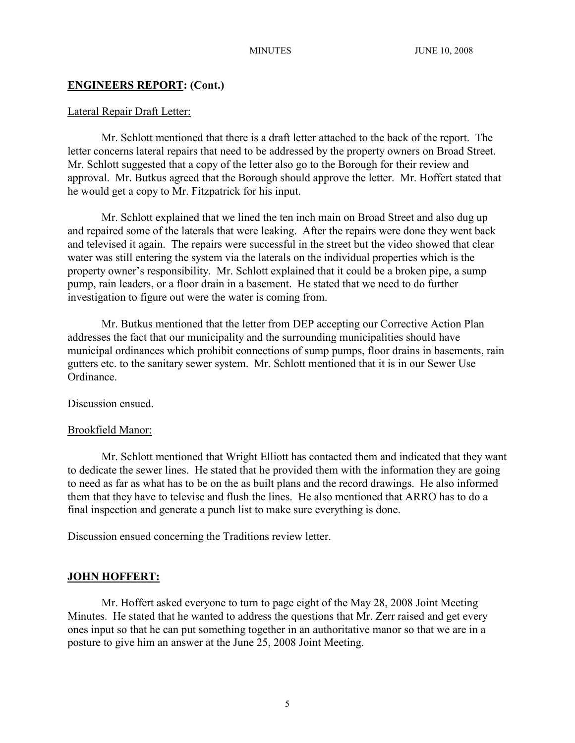## ENGINEERS REPORT: (Cont.)

Lateral Repair Draft Letter:

Mr. Schlott mentioned that there is a draft letter attached to the back of the report. The letter concerns lateral repairs that need to be addressed by the property owners on Broad Street. Mr. Schlott suggested that a copy of the letter also go to the Borough for their review and approval. Mr. Butkus agreed that the Borough should approve the letter. Mr. Hoffert stated that he would get a copy to Mr. Fitzpatrick for his input.

Mr. Schlott explained that we lined the ten inch main on Broad Street and also dug up and repaired some of the laterals that were leaking. After the repairs were done they went back and televised it again. The repairs were successful in the street but the video showed that clear water was still entering the system via the laterals on the individual properties which is the property owner's responsibility. Mr. Schlott explained that it could be a broken pipe, a sump pump, rain leaders, or a floor drain in a basement. He stated that we need to do further investigation to figure out were the water is coming from.

Mr. Butkus mentioned that the letter from DEP accepting our Corrective Action Plan addresses the fact that our municipality and the surrounding municipalities should have municipal ordinances which prohibit connections of sump pumps, floor drains in basements, rain gutters etc. to the sanitary sewer system. Mr. Schlott mentioned that it is in our Sewer Use Ordinance.

Discussion ensued.

Brookfield Manor:

Mr. Schlott mentioned that Wright Elliott has contacted them and indicated that they want to dedicate the sewer lines. He stated that he provided them with the information they are going to need as far as what has to be on the as built plans and the record drawings. He also informed them that they have to televise and flush the lines. He also mentioned that ARRO has to do a final inspection and generate a punch list to make sure everything is done.

Discussion ensued concerning the Traditions review letter.

## JOHN HOFFERT:

Mr. Hoffert asked everyone to turn to page eight of the May 28, 2008 Joint Meeting Minutes. He stated that he wanted to address the questions that Mr. Zerr raised and get every ones input so that he can put something together in an authoritative manor so that we are in a posture to give him an answer at the June 25, 2008 Joint Meeting.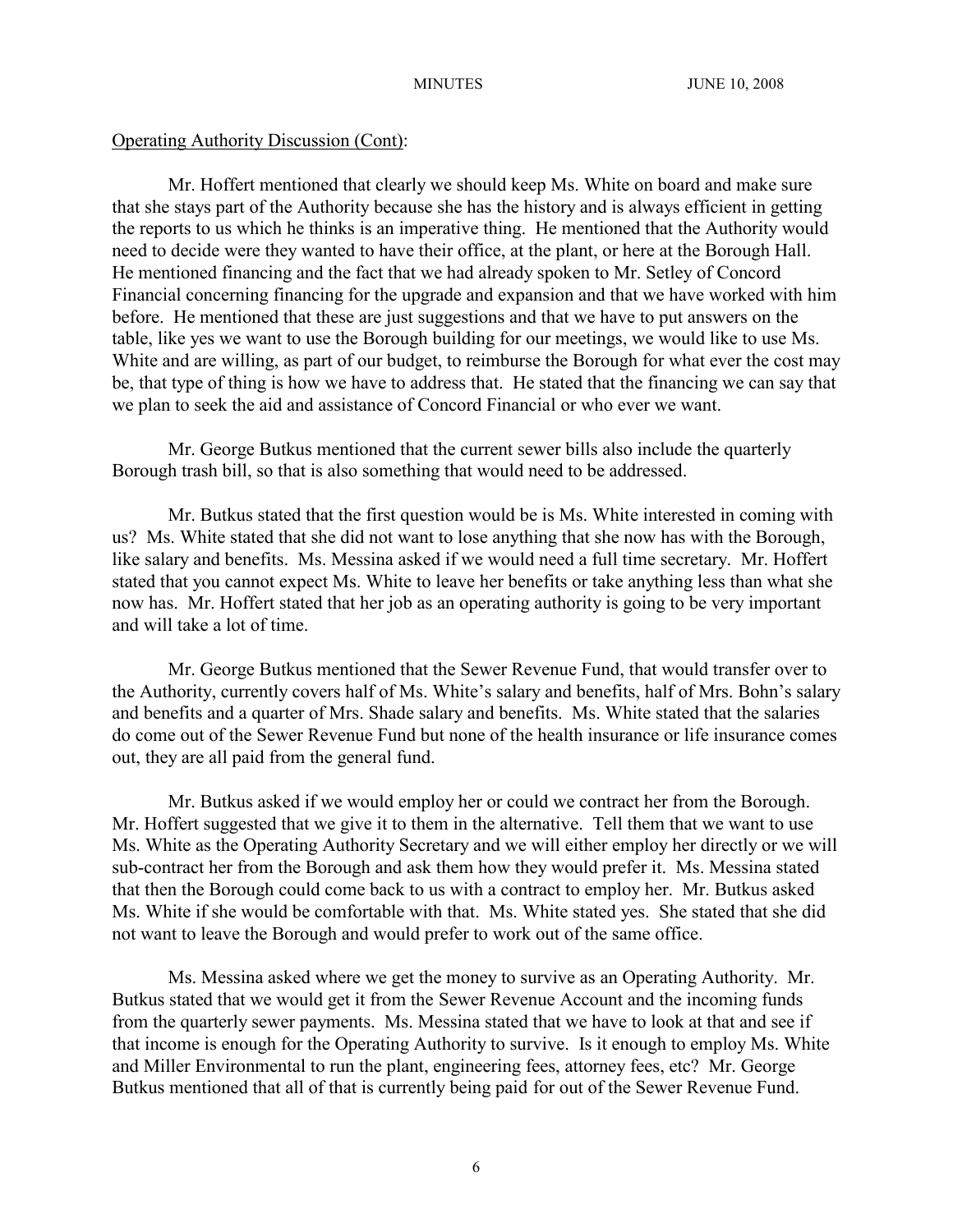Operating Authority Discussion (Cont):

Mr. Hoffert mentioned that clearly we should keep Ms. White on board and make sure that she stays part of the Authority because she has the history and is always efficient in getting the reports to us which he thinks is an imperative thing. He mentioned that the Authority would need to decide were they wanted to have their office, at the plant, or here at the Borough Hall. He mentioned financing and the fact that we had already spoken to Mr. Setley of Concord Financial concerning financing for the upgrade and expansion and that we have worked with him before. He mentioned that these are just suggestions and that we have to put answers on the table, like yes we want to use the Borough building for our meetings, we would like to use Ms. White and are willing, as part of our budget, to reimburse the Borough for what ever the cost may be, that type of thing is how we have to address that. He stated that the financing we can say that we plan to seek the aid and assistance of Concord Financial or who ever we want.

Mr. George Butkus mentioned that the current sewer bills also include the quarterly Borough trash bill, so that is also something that would need to be addressed.

Mr. Butkus stated that the first question would be is Ms. White interested in coming with us? Ms. White stated that she did not want to lose anything that she now has with the Borough, like salary and benefits. Ms. Messina asked if we would need a full time secretary. Mr. Hoffert stated that you cannot expect Ms. White to leave her benefits or take anything less than what she now has. Mr. Hoffert stated that her job as an operating authority is going to be very important and will take a lot of time.

Mr. George Butkus mentioned that the Sewer Revenue Fund, that would transfer over to the Authority, currently covers half of Ms. White's salary and benefits, half of Mrs. Bohn's salary and benefits and a quarter of Mrs. Shade salary and benefits. Ms. White stated that the salaries do come out of the Sewer Revenue Fund but none of the health insurance or life insurance comes out, they are all paid from the general fund.

Mr. Butkus asked if we would employ her or could we contract her from the Borough. Mr. Hoffert suggested that we give it to them in the alternative. Tell them that we want to use Ms. White as the Operating Authority Secretary and we will either employ her directly or we will sub-contract her from the Borough and ask them how they would prefer it. Ms. Messina stated that then the Borough could come back to us with a contract to employ her. Mr. Butkus asked Ms. White if she would be comfortable with that. Ms. White stated yes. She stated that she did not want to leave the Borough and would prefer to work out of the same office.

Ms. Messina asked where we get the money to survive as an Operating Authority. Mr. Butkus stated that we would get it from the Sewer Revenue Account and the incoming funds from the quarterly sewer payments. Ms. Messina stated that we have to look at that and see if that income is enough for the Operating Authority to survive. Is it enough to employ Ms. White and Miller Environmental to run the plant, engineering fees, attorney fees, etc? Mr. George Butkus mentioned that all of that is currently being paid for out of the Sewer Revenue Fund.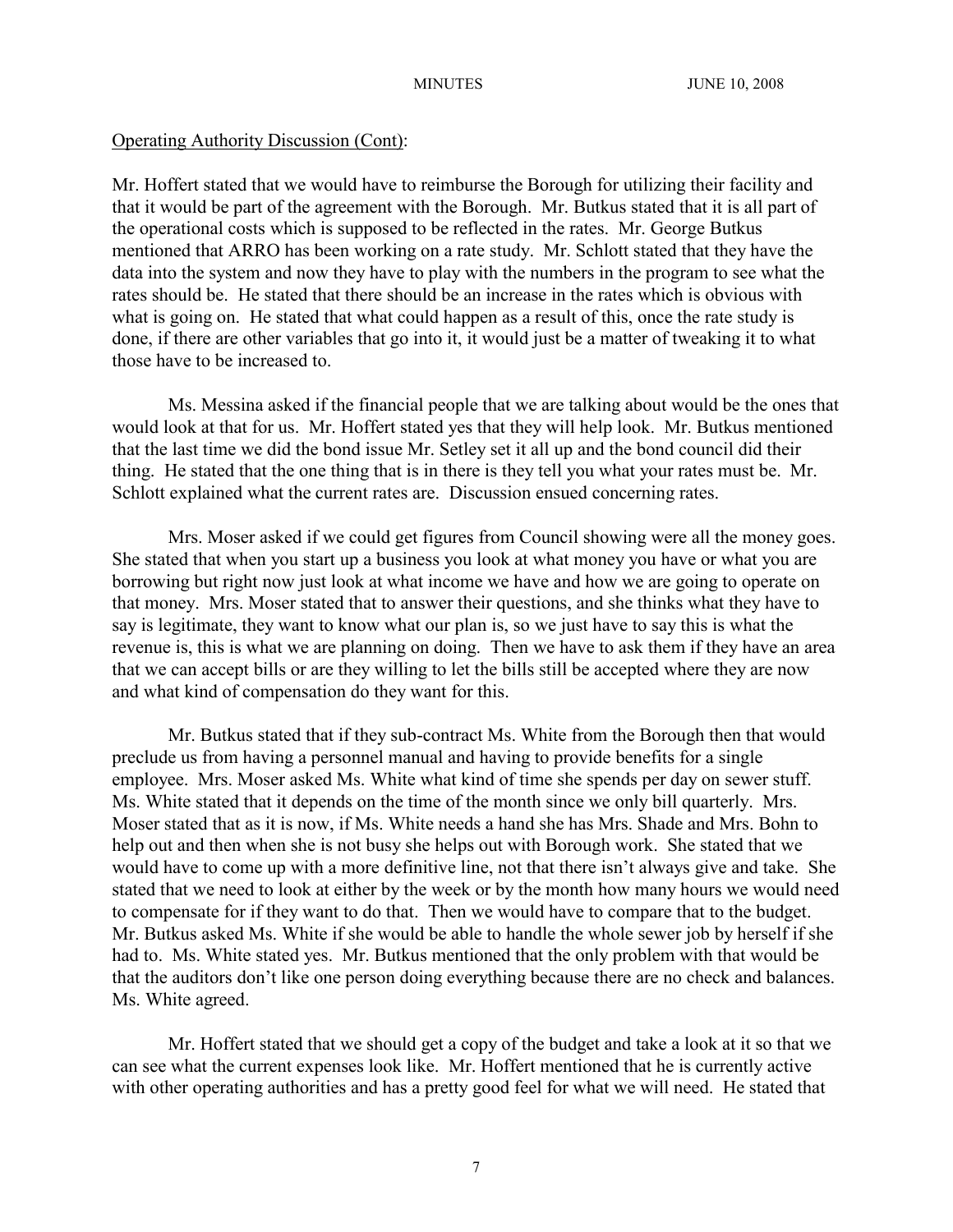Operating Authority Discussion (Cont):

Mr. Hoffert stated that we would have to reimburse the Borough for utilizing their facility and that it would be part of the agreement with the Borough. Mr. Butkus stated that it is all part of the operational costs which is supposed to be reflected in the rates. Mr. George Butkus mentioned that ARRO has been working on a rate study. Mr. Schlott stated that they have the data into the system and now they have to play with the numbers in the program to see what the rates should be. He stated that there should be an increase in the rates which is obvious with what is going on. He stated that what could happen as a result of this, once the rate study is done, if there are other variables that go into it, it would just be a matter of tweaking it to what those have to be increased to.

Ms. Messina asked if the financial people that we are talking about would be the ones that would look at that for us. Mr. Hoffert stated yes that they will help look. Mr. Butkus mentioned that the last time we did the bond issue Mr. Setley set it all up and the bond council did their thing. He stated that the one thing that is in there is they tell you what your rates must be. Mr. Schlott explained what the current rates are. Discussion ensued concerning rates.

Mrs. Moser asked if we could get figures from Council showing were all the money goes. She stated that when you start up a business you look at what money you have or what you are borrowing but right now just look at what income we have and how we are going to operate on that money. Mrs. Moser stated that to answer their questions, and she thinks what they have to say is legitimate, they want to know what our plan is, so we just have to say this is what the revenue is, this is what we are planning on doing. Then we have to ask them if they have an area that we can accept bills or are they willing to let the bills still be accepted where they are now and what kind of compensation do they want for this.

Mr. Butkus stated that if they sub-contract Ms. White from the Borough then that would preclude us from having a personnel manual and having to provide benefits for a single employee. Mrs. Moser asked Ms. White what kind of time she spends per day on sewer stuff. Ms. White stated that it depends on the time of the month since we only bill quarterly. Mrs. Moser stated that as it is now, if Ms. White needs a hand she has Mrs. Shade and Mrs. Bohn to help out and then when she is not busy she helps out with Borough work. She stated that we would have to come up with a more definitive line, not that there isn't always give and take. She stated that we need to look at either by the week or by the month how many hours we would need to compensate for if they want to do that. Then we would have to compare that to the budget. Mr. Butkus asked Ms. White if she would be able to handle the whole sewer job by herself if she had to. Ms. White stated yes. Mr. Butkus mentioned that the only problem with that would be that the auditors don't like one person doing everything because there are no check and balances. Ms. White agreed.

Mr. Hoffert stated that we should get a copy of the budget and take a look at it so that we can see what the current expenses look like. Mr. Hoffert mentioned that he is currently active with other operating authorities and has a pretty good feel for what we will need. He stated that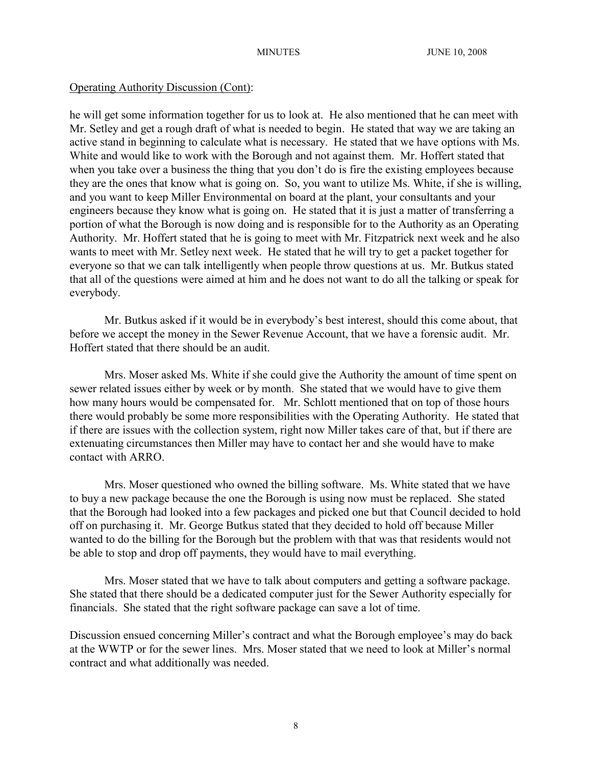Operating Authority Discussion (Cont):

he will get some information together for us to look at. He also mentioned that he can meet with Mr. Setley and get a rough draft of what is needed to begin. He stated that way we are taking an active stand in beginning to calculate what is necessary. He stated that we have options with Ms. White and would like to work with the Borough and not against them. Mr. Hoffert stated that when you take over a business the thing that you don't do is fire the existing employees because they are the ones that know what is going on. So, you want to utilize Ms. White, if she is willing, and you want to keep Miller Environmental on board at the plant, your consultants and your engineers because they know what is going on. He stated that it is just a matter of transferring a portion of what the Borough is now doing and is responsible for to the Authority as an Operating Authority. Mr. Hoffert stated that he is going to meet with Mr. Fitzpatrick next week and he also wants to meet with Mr. Setley next week. He stated that he will try to get a packet together for everyone so that we can talk intelligently when people throw questions at us. Mr. Butkus stated that all of the questions were aimed at him and he does not want to do all the talking or speak for everybody.

Mr. Butkus asked if it would be in everybody's best interest, should this come about, that before we accept the money in the Sewer Revenue Account, that we have a forensic audit. Mr. Hoffert stated that there should be an audit.

Mrs. Moser asked Ms. White if she could give the Authority the amount of time spent on sewer related issues either by week or by month. She stated that we would have to give them how many hours would be compensated for. Mr. Schlott mentioned that on top of those hours there would probably be some more responsibilities with the Operating Authority. He stated that if there are issues with the collection system, right now Miller takes care of that, but if there are extenuating circumstances then Miller may have to contact her and she would have to make contact with ARRO.

Mrs. Moser questioned who owned the billing software. Ms. White stated that we have to buy a new package because the one the Borough is using now must be replaced. She stated that the Borough had looked into a few packages and picked one but that Council decided to hold off on purchasing it. Mr. George Butkus stated that they decided to hold off because Miller wanted to do the billing for the Borough but the problem with that was that residents would not be able to stop and drop off payments, they would have to mail everything.

Mrs. Moser stated that we have to talk about computers and getting a software package. She stated that there should be a dedicated computer just for the Sewer Authority especially for financials. She stated that the right software package can save a lot of time.

Discussion ensued concerning Miller's contract and what the Borough employee's may do back at the WWTP or for the sewer lines. Mrs. Moser stated that we need to look at Miller's normal contract and what additionally was needed.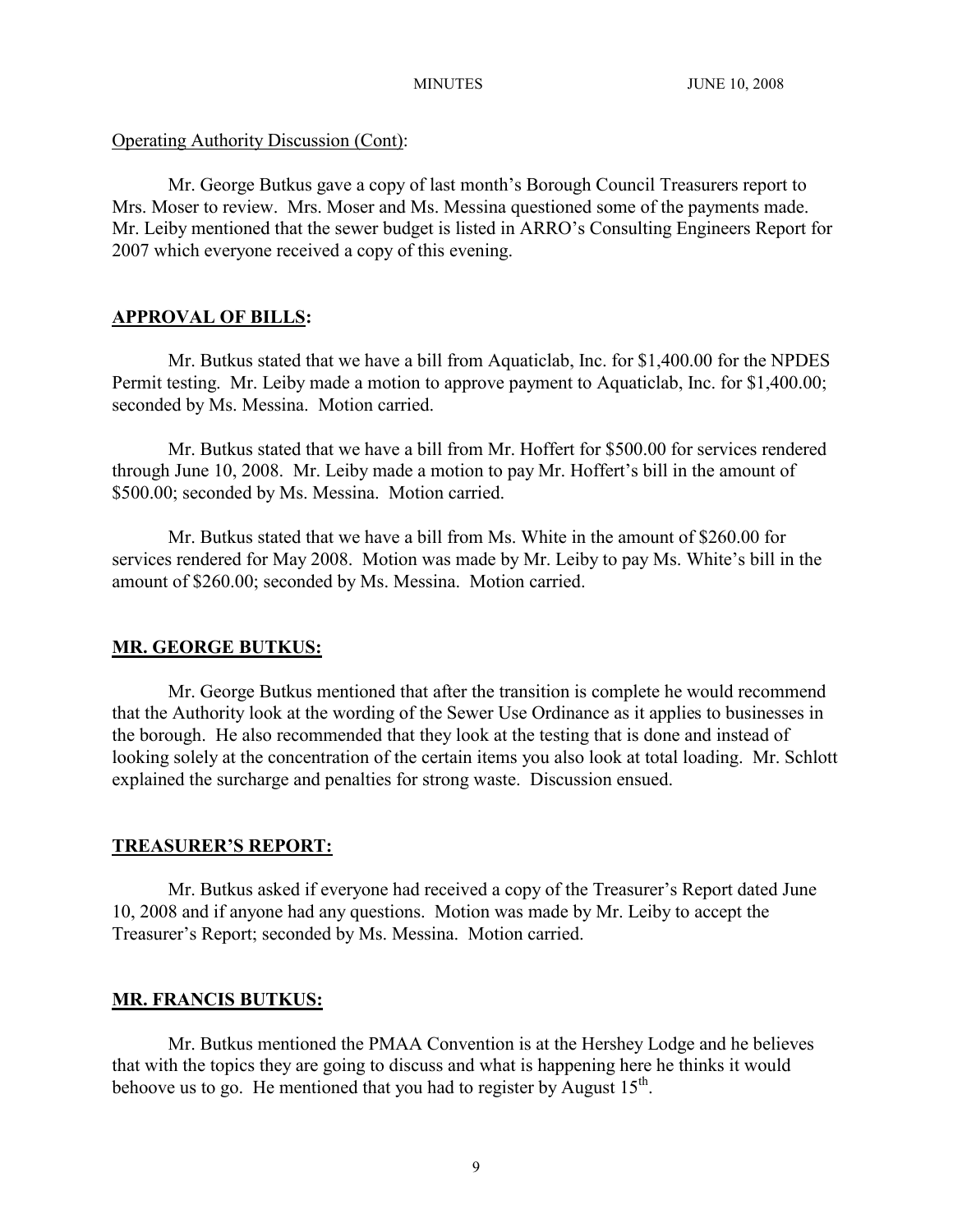Operating Authority Discussion (Cont):

Mr. George Butkus gave a copy of last month's Borough Council Treasurers report to Mrs. Moser to review. Mrs. Moser and Ms. Messina questioned some of the payments made. Mr. Leiby mentioned that the sewer budget is listed in ARRO's Consulting Engineers Report for 2007 which everyone received a copy of this evening.

## APPROVAL OF BILLS:

Mr. Butkus stated that we have a bill from Aquaticlab, Inc. for $1,400.00 for the NPDES Permit testing. Mr. Leiby made a motion to approve payment to Aquaticlab, Inc. for $1,400.00; seconded by Ms. Messina. Motion carried.

Mr. Butkus stated that we have a bill from Mr. Hoffert for $500.00 for services rendered through June 10, 2008. Mr. Leiby made a motion to pay Mr. Hoffert's bill in the amount of $500.00; seconded by Ms. Messina. Motion carried.

Mr. Butkus stated that we have a bill from Ms. White in the amount of $260.00 for services rendered for May 2008. Motion was made by Mr. Leiby to pay Ms. White's bill in the amount of $260.00; seconded by Ms. Messina. Motion carried.

## MR. GEORGE BUTKUS:

Mr. George Butkus mentioned that after the transition is complete he would recommend that the Authority look at the wording of the Sewer Use Ordinance as it applies to businesses in the borough. He also recommended that they look at the testing that is done and instead of looking solely at the concentration of the certain items you also look at total loading. Mr. Schlott explained the surcharge and penalties for strong waste. Discussion ensued.

## TREASURER'S REPORT:

Mr. Butkus asked if everyone had received a copy of the Treasurer's Report dated June 10, 2008 and if anyone had any questions. Motion was made by Mr. Leiby to accept the Treasurer's Report; seconded by Ms. Messina. Motion carried.

## MR. FRANCIS BUTKUS:

Mr. Butkus mentioned the PMAA Convention is at the Hershey Lodge and he believes that with the topics they are going to discuss and what is happening here he thinks it would behoove us to go. He mentioned that you had to register by August 15th.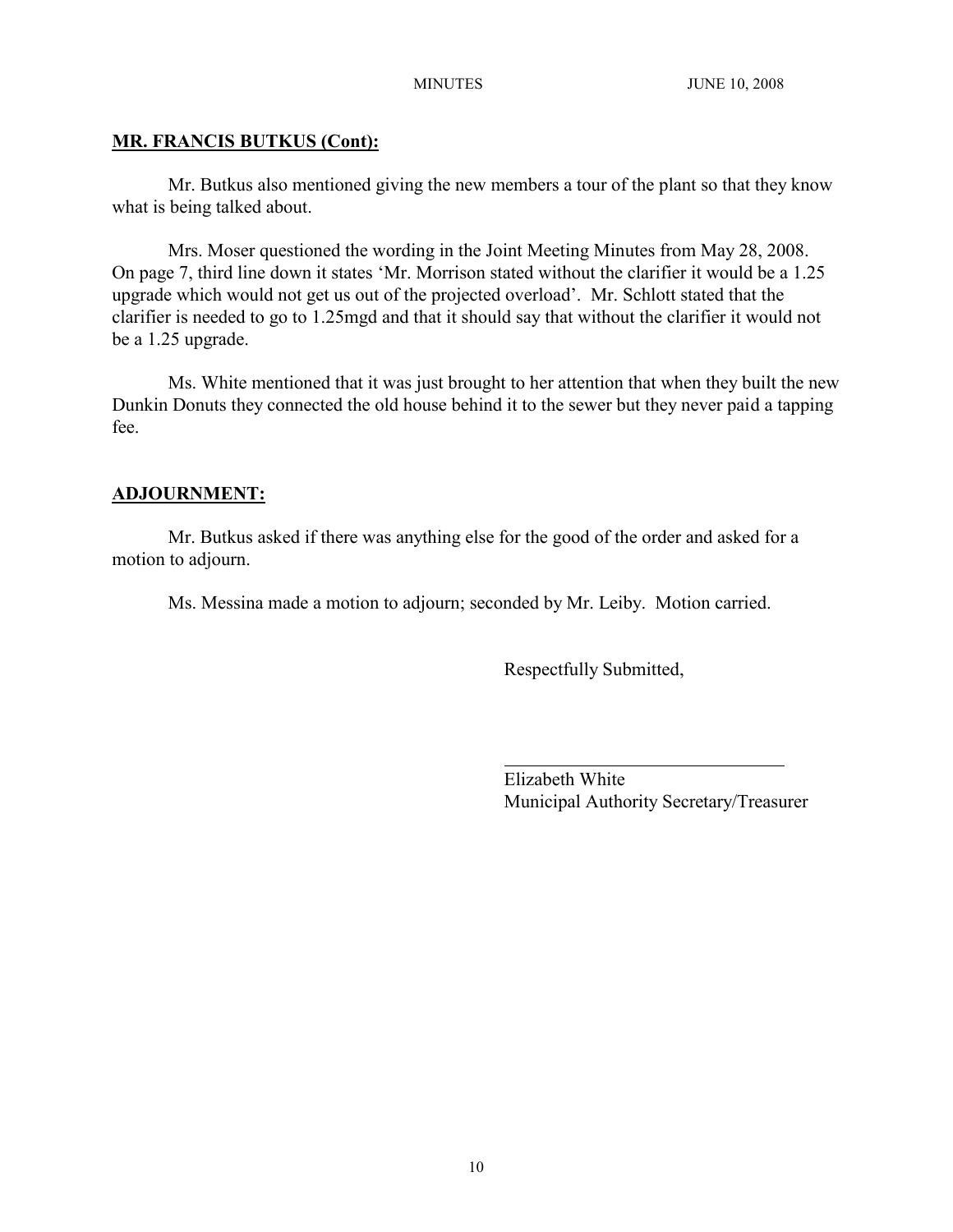**MR. FRANCIS BUTKUS (Cont):**

Mr. Butkus also mentioned giving the new members a tour of the plant so that they know what is being talked about.

Mrs. Moser questioned the wording in the Joint Meeting Minutes from May 28, 2008. On page 7, third line down it states 'Mr. Morrison stated without the clarifier it would be a 1.25 upgrade which would not get us out of the projected overload'. Mr. Schlott stated that the clarifier is needed to go to 1.25mgd and that it should say that without the clarifier it would not be a 1.25 upgrade.

Ms. White mentioned that it was just brought to her attention that when they built the new Dunkin Donuts they connected the old house behind it to the sewer but they never paid a tapping fee.

**ADJOURNMENT:**

Mr. Butkus asked if there was anything else for the good of the order and asked for a motion to adjourn.

Ms. Messina made a motion to adjourn; seconded by Mr. Leiby. Motion carried.

Respectfully Submitted,

Elizabeth White
Municipal Authority Secretary/Treasurer